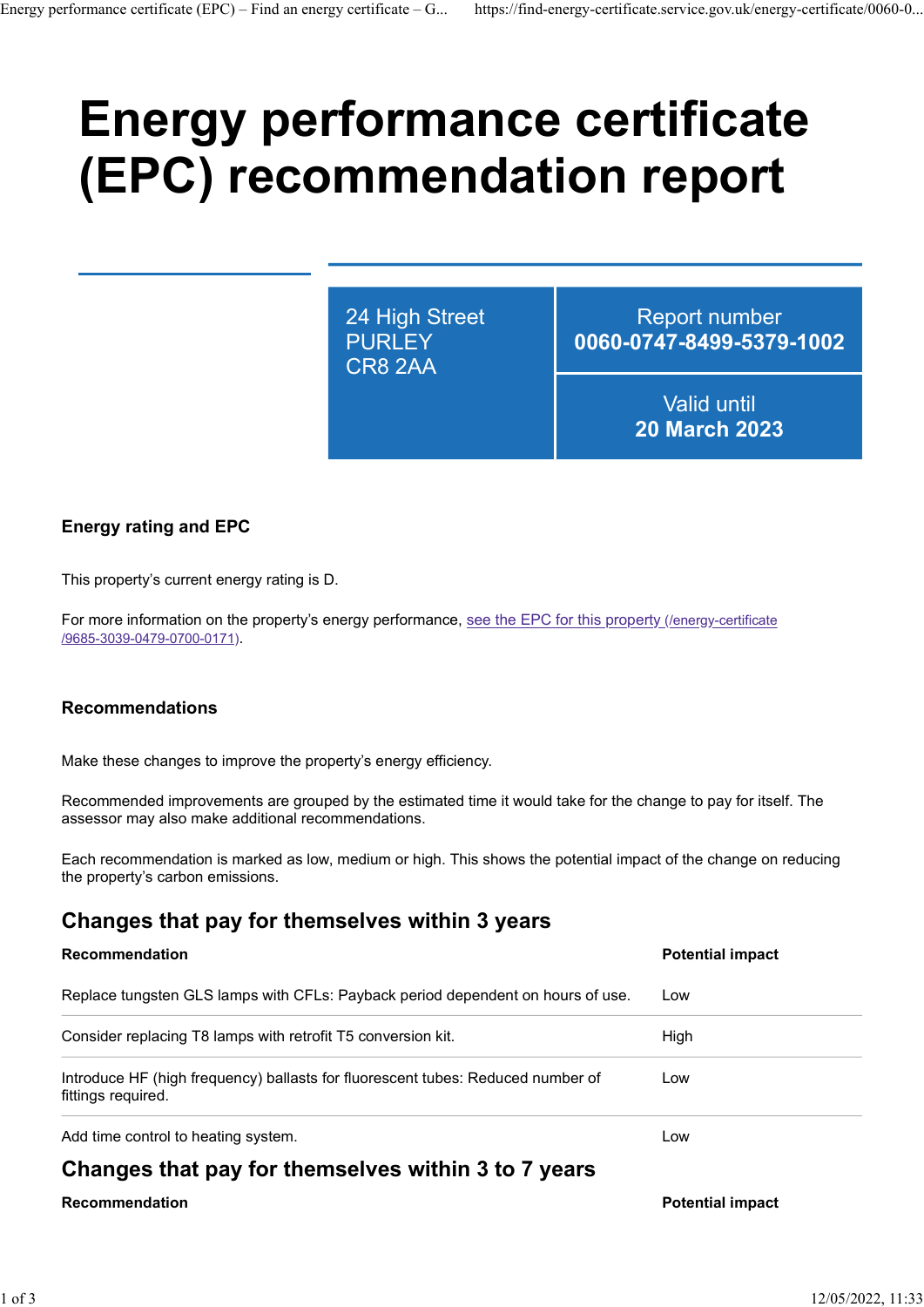# Energy performance certificate (EPC) recommendation report

24 High Street
PURLEY
CR8 2AA

Report number
**0060-0747-8499-5379-1002**

Valid until
**20 March 2023**

### Energy rating and EPC

This property's current energy rating is D.

For more information on the property's energy performance, [see the EPC for this property (/energy-certificate/9685-3039-0479-0700-0171)](/energy-certificate/9685-3039-0479-0700-0171).

### Recommendations

Make these changes to improve the property's energy efficiency.

Recommended improvements are grouped by the estimated time it would take for the change to pay for itself. The assessor may also make additional recommendations.

Each recommendation is marked as low, medium or high. This shows the potential impact of the change on reducing the property's carbon emissions.

## Changes that pay for themselves within 3 years

| Recommendation | Potential impact |
|---|---|
| Replace tungsten GLS lamps with CFLs: Payback period dependent on hours of use. | Low |
| Consider replacing T8 lamps with retrofit T5 conversion kit. | High |
| Introduce HF (high frequency) ballasts for fluorescent tubes: Reduced number of fittings required. | Low |
| Add time control to heating system. | Low |

## Changes that pay for themselves within 3 to 7 years

| Recommendation | Potential impact |
|---|---|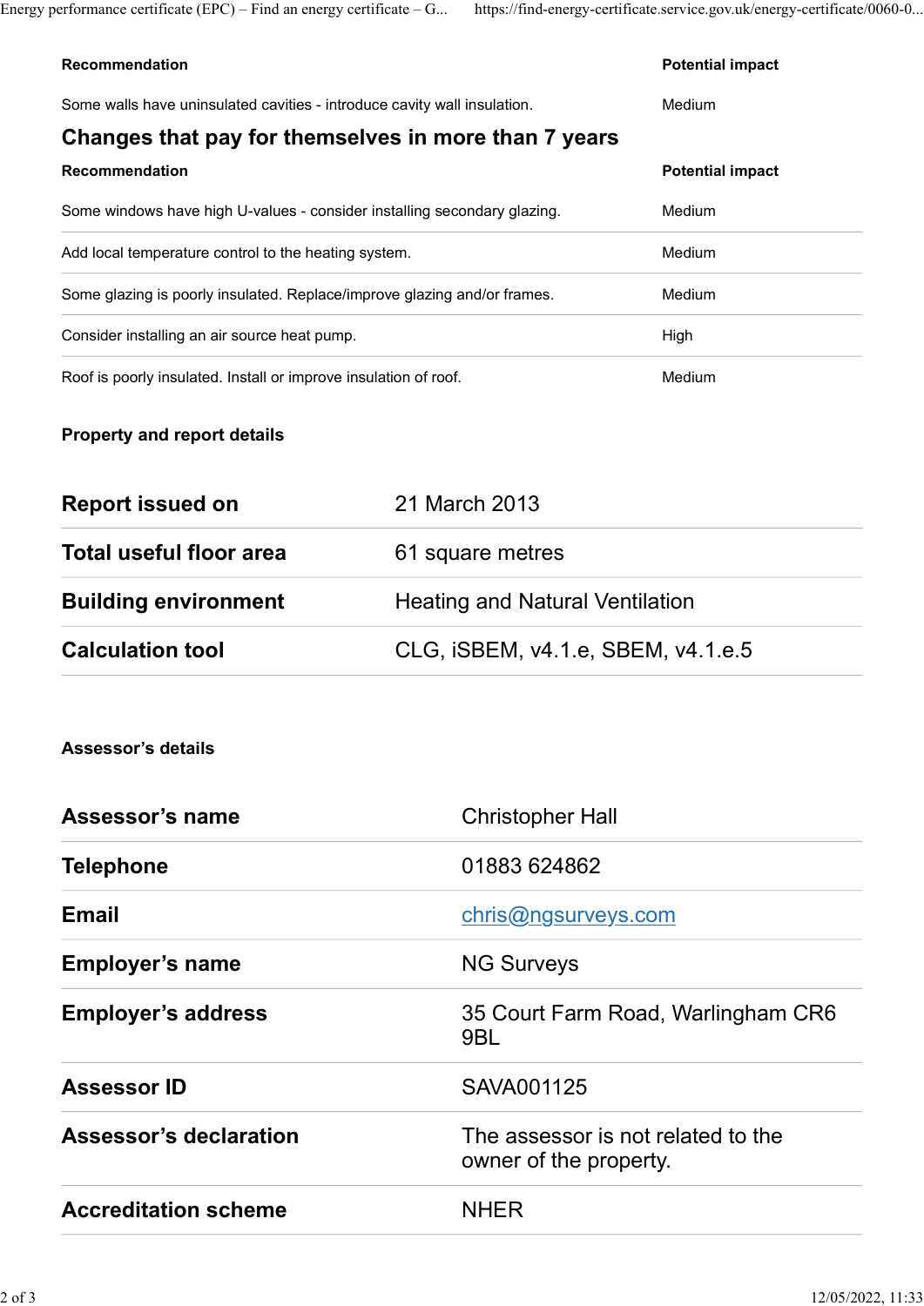| Recommendation | Potential impact |
| --- | --- |
| Some walls have uninsulated cavities - introduce cavity wall insulation. | Medium |

## Changes that pay for themselves in more than 7 years

| Recommendation | Potential impact |
| --- | --- |
| Some windows have high U-values - consider installing secondary glazing. | Medium |
| Add local temperature control to the heating system. | Medium |
| Some glazing is poorly insulated. Replace/improve glazing and/or frames. | Medium |
| Consider installing an air source heat pump. | High |
| Roof is poorly insulated. Install or improve insulation of roof. | Medium |

### Property and report details

| | |
| --- | --- |
| **Report issued on** | 21 March 2013 |
| **Total useful floor area** | 61 square metres |
| **Building environment** | Heating and Natural Ventilation |
| **Calculation tool** | CLG, iSBEM, v4.1.e, SBEM, v4.1.e.5 |

### Assessor's details

| | |
| --- | --- |
| **Assessor's name** | Christopher Hall |
| **Telephone** | 01883 624862 |
| **Email** | chris@ngsurveys.com |
| **Employer's name** | NG Surveys |
| **Employer's address** | 35 Court Farm Road, Warlingham CR6 9BL |
| **Assessor ID** | SAVA001125 |
| **Assessor's declaration** | The assessor is not related to the owner of the property. |
| **Accreditation scheme** | NHER |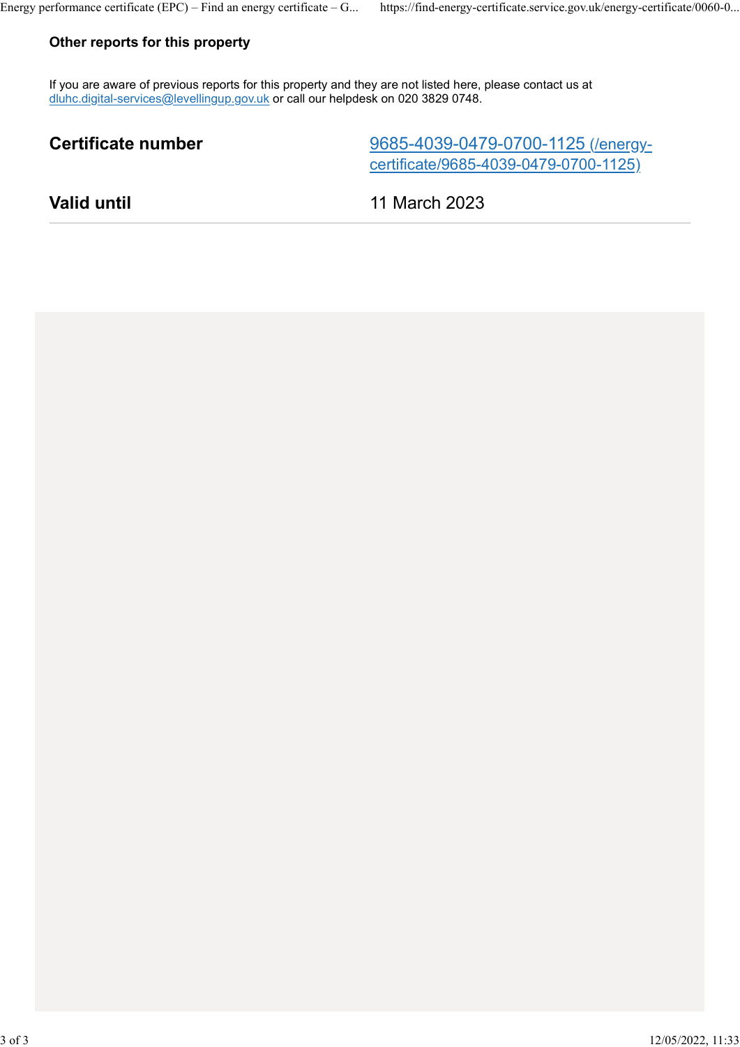## Other reports for this property

If you are aware of previous reports for this property and they are not listed here, please contact us at dluhc.digital-services@levellingup.gov.uk or call our helpdesk on 020 3829 0748.

| | |
|---|---|
| **Certificate number** | 9685-4039-0479-0700-1125 (/energy-certificate/9685-4039-0479-0700-1125) |
| **Valid until** | 11 March 2023 |